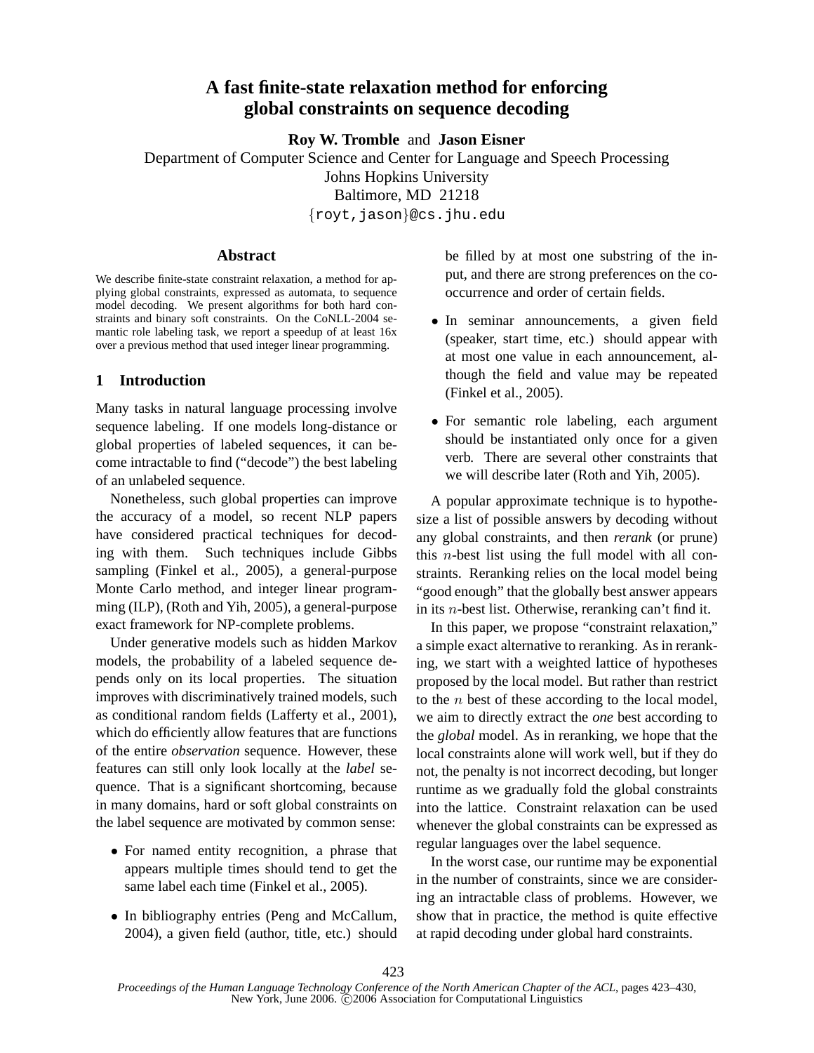# A fast finite-state relaxation method for enforcing global constraints on sequence decoding

**Roy W. Tromble** and **Jason Eisner**

Department of Computer Science and Center for Language and Speech Processing
Johns Hopkins University
Baltimore, MD 21218
{royt,jason}@cs.jhu.edu

## Abstract

We describe finite-state constraint relaxation, a method for applying global constraints, expressed as automata, to sequence model decoding. We present algorithms for both hard constraints and binary soft constraints. On the CoNLL-2004 semantic role labeling task, we report a speedup of at least 16x over a previous method that used integer linear programming.

## 1 Introduction

Many tasks in natural language processing involve sequence labeling. If one models long-distance or global properties of labeled sequences, it can become intractable to find ("decode") the best labeling of an unlabeled sequence.

Nonetheless, such global properties can improve the accuracy of a model, so recent NLP papers have considered practical techniques for decoding with them. Such techniques include Gibbs sampling (Finkel et al., 2005), a general-purpose Monte Carlo method, and integer linear programming (ILP), (Roth and Yih, 2005), a general-purpose exact framework for NP-complete problems.

Under generative models such as hidden Markov models, the probability of a labeled sequence depends only on its local properties. The situation improves with discriminatively trained models, such as conditional random fields (Lafferty et al., 2001), which do efficiently allow features that are functions of the entire *observation* sequence. However, these features can still only look locally at the *label* sequence. That is a significant shortcoming, because in many domains, hard or soft global constraints on the label sequence are motivated by common sense:

- For named entity recognition, a phrase that appears multiple times should tend to get the same label each time (Finkel et al., 2005).
- In bibliography entries (Peng and McCallum, 2004), a given field (author, title, etc.) should be filled by at most one substring of the input, and there are strong preferences on the cooccurrence and order of certain fields.
- In seminar announcements, a given field (speaker, start time, etc.) should appear with at most one value in each announcement, although the field and value may be repeated (Finkel et al., 2005).
- For semantic role labeling, each argument should be instantiated only once for a given verb. There are several other constraints that we will describe later (Roth and Yih, 2005).

A popular approximate technique is to hypothesize a list of possible answers by decoding without any global constraints, and then *rerank* (or prune) this $n$-best list using the full model with all constraints. Reranking relies on the local model being "good enough" that the globally best answer appears in its $n$-best list. Otherwise, reranking can't find it.

In this paper, we propose "constraint relaxation," a simple exact alternative to reranking. As in reranking, we start with a weighted lattice of hypotheses proposed by the local model. But rather than restrict to the $n$ best of these according to the local model, we aim to directly extract the *one* best according to the *global* model. As in reranking, we hope that the local constraints alone will work well, but if they do not, the penalty is not incorrect decoding, but longer runtime as we gradually fold the global constraints into the lattice. Constraint relaxation can be used whenever the global constraints can be expressed as regular languages over the label sequence.

In the worst case, our runtime may be exponential in the number of constraints, since we are considering an intractable class of problems. However, we show that in practice, the method is quite effective at rapid decoding under global hard constraints.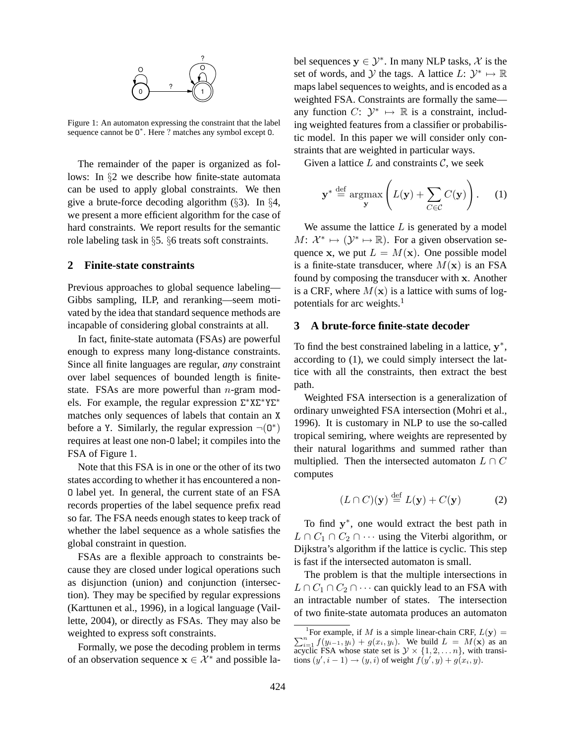Figure 1: An automaton expressing the constraint that the label sequence cannot be $\mathtt{O}^*$. Here ? matches any symbol except O.

The remainder of the paper is organized as follows: In §2 we describe how finite-state automata can be used to apply global constraints. We then give a brute-force decoding algorithm (§3). In §4, we present a more efficient algorithm for the case of hard constraints. We report results for the semantic role labeling task in §5. §6 treats soft constraints.

## 2 Finite-state constraints

Previous approaches to global sequence labeling—Gibbs sampling, ILP, and reranking—seem motivated by the idea that standard sequence methods are incapable of considering global constraints at all.

In fact, finite-state automata (FSAs) are powerful enough to express many long-distance constraints. Since all finite languages are regular, *any* constraint over label sequences of bounded length is finite-state. FSAs are more powerful than $n$-gram models. For example, the regular expression $\Sigma^*\mathtt{X}\Sigma^*\mathtt{Y}\Sigma^*$ matches only sequences of labels that contain an X before a Y. Similarly, the regular expression $\neg(\mathtt{O}^*)$ requires at least one non-O label; it compiles into the FSA of Figure 1.

Note that this FSA is in one or the other of its two states according to whether it has encountered a non-O label yet. In general, the current state of an FSA records properties of the label sequence prefix read so far. The FSA needs enough states to keep track of whether the label sequence as a whole satisfies the global constraint in question.

FSAs are a flexible approach to constraints because they are closed under logical operations such as disjunction (union) and conjunction (intersection). They may be specified by regular expressions (Karttunen et al., 1996), in a logical language (Vaillette, 2004), or directly as FSAs. They may also be weighted to express soft constraints.

Formally, we pose the decoding problem in terms of an observation sequence $\mathbf{x} \in \mathcal{X}^*$ and possible label sequences $\mathbf{y} \in \mathcal{Y}^*$. In many NLP tasks, $\mathcal{X}$ is the set of words, and $\mathcal{Y}$ the tags. A lattice $L$: $\mathcal{Y}^* \mapsto \mathbb{R}$ maps label sequences to weights, and is encoded as a weighted FSA. Constraints are formally the same—any function $C$: $\mathcal{Y}^* \mapsto \mathbb{R}$ is a constraint, including weighted features from a classifier or probabilistic model. In this paper we will consider only constraints that are weighted in particular ways.

Given a lattice $L$ and constraints $\mathcal{C}$, we seek

$$\mathbf{y}^* \stackrel{\text{def}}{=} \underset{\mathbf{y}}{\operatorname{argmax}} \left( L(\mathbf{y}) + \sum_{C \in \mathcal{C}} C(\mathbf{y}) \right). \quad (1)$$

We assume the lattice $L$ is generated by a model $M$: $\mathcal{X}^* \mapsto (\mathcal{Y}^* \mapsto \mathbb{R})$. For a given observation sequence $\mathbf{x}$, we put $L = M(\mathbf{x})$. One possible model is a finite-state transducer, where $M(\mathbf{x})$ is an FSA found by composing the transducer with $\mathbf{x}$. Another is a CRF, where $M(\mathbf{x})$ is a lattice with sums of log-potentials for arc weights.[1]

## 3 A brute-force finite-state decoder

To find the best constrained labeling in a lattice, $\mathbf{y}^*$, according to (1), we could simply intersect the lattice with all the constraints, then extract the best path.

Weighted FSA intersection is a generalization of ordinary unweighted FSA intersection (Mohri et al., 1996). It is customary in NLP to use the so-called tropical semiring, where weights are represented by their natural logarithms and summed rather than multiplied. Then the intersected automaton $L \cap C$ computes

$$(L \cap C)(\mathbf{y}) \stackrel{\text{def}}{=} L(\mathbf{y}) + C(\mathbf{y}) \quad (2)$$

To find $\mathbf{y}^*$, one would extract the best path in $L \cap C_1 \cap C_2 \cap \cdots$ using the Viterbi algorithm, or Dijkstra's algorithm if the lattice is cyclic. This step is fast if the intersected automaton is small.

The problem is that the multiple intersections in $L \cap C_1 \cap C_2 \cap \cdots$ can quickly lead to an FSA with an intractable number of states. The intersection of two finite-state automata produces an automaton

[1] For example, if $M$ is a simple linear-chain CRF, $L(\mathbf{y}) = \sum_{i=1}^{n} f(y_{i-1}, y_i) + g(x_i, y_i)$. We build $L = M(\mathbf{x})$ as an acyclic FSA whose state set is $\mathcal{Y} \times \{1, 2, \ldots n\}$, with transitions $(y', i-1) \to (y, i)$ of weight $f(y', y) + g(x_i, y)$.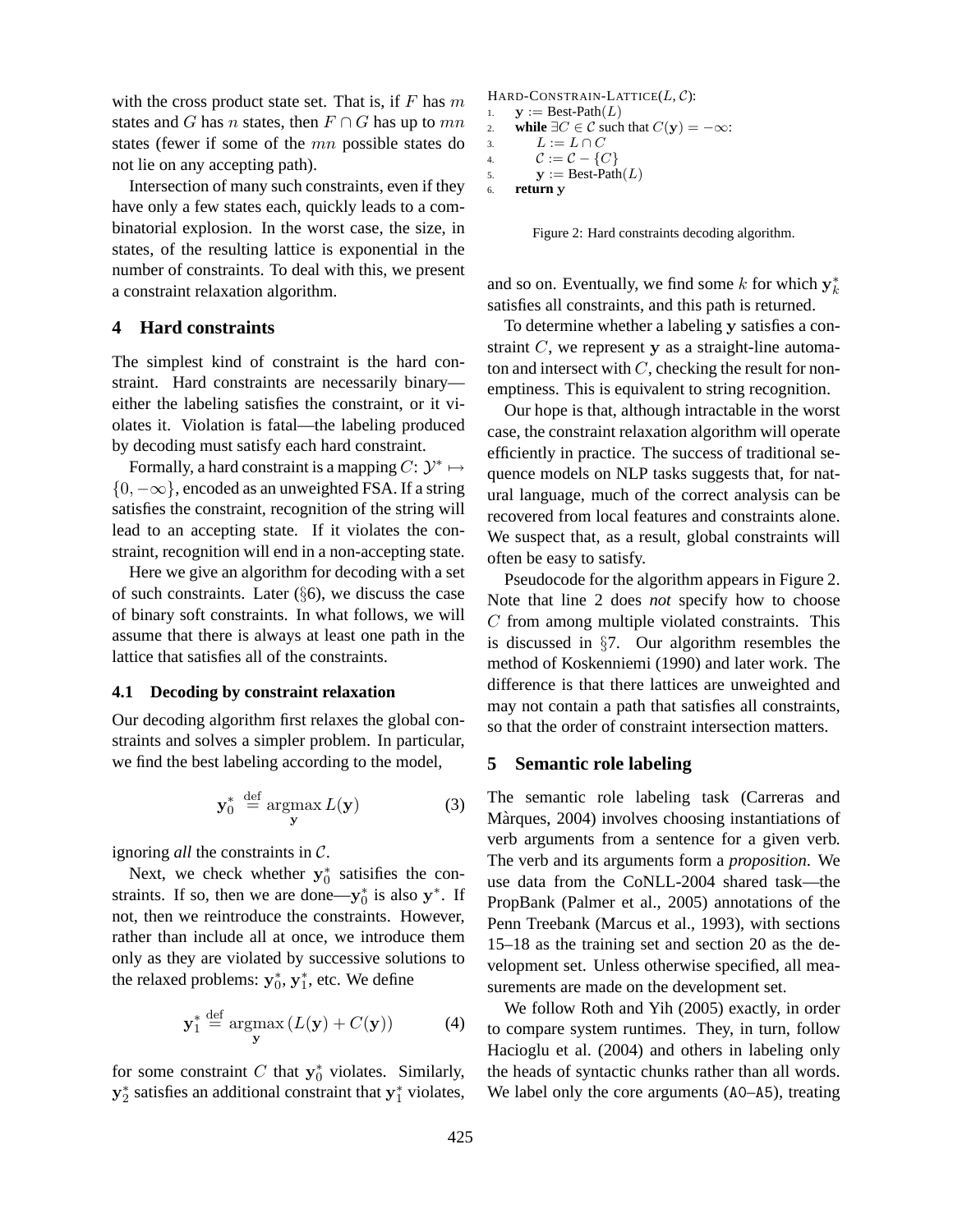with the cross product state set. That is, if $F$ has $m$ states and $G$ has $n$ states, then $F \cap G$ has up to $mn$ states (fewer if some of the $mn$ possible states do not lie on any accepting path).

Intersection of many such constraints, even if they have only a few states each, quickly leads to a combinatorial explosion. In the worst case, the size, in states, of the resulting lattice is exponential in the number of constraints. To deal with this, we present a constraint relaxation algorithm.

## 4 Hard constraints

The simplest kind of constraint is the hard constraint. Hard constraints are necessarily binary—either the labeling satisfies the constraint, or it violates it. Violation is fatal—the labeling produced by decoding must satisfy each hard constraint.

Formally, a hard constraint is a mapping $C$: $\mathcal{Y}^* \mapsto \{0, -\infty\}$, encoded as an unweighted FSA. If a string satisfies the constraint, recognition of the string will lead to an accepting state. If it violates the constraint, recognition will end in a non-accepting state.

Here we give an algorithm for decoding with a set of such constraints. Later (§6), we discuss the case of binary soft constraints. In what follows, we will assume that there is always at least one path in the lattice that satisfies all of the constraints.

### 4.1 Decoding by constraint relaxation

Our decoding algorithm first relaxes the global constraints and solves a simpler problem. In particular, we find the best labeling according to the model,

$$\mathbf{y}_0^* \stackrel{\text{def}}{=} \underset{\mathbf{y}}{\operatorname{argmax}}\, L(\mathbf{y}) \tag{3}$$

ignoring *all* the constraints in $\mathcal{C}$.

Next, we check whether $\mathbf{y}_0^*$ satisifies the constraints. If so, then we are done—$\mathbf{y}_0^*$ is also $\mathbf{y}^*$. If not, then we reintroduce the constraints. However, rather than include all at once, we introduce them only as they are violated by successive solutions to the relaxed problems: $\mathbf{y}_0^*$, $\mathbf{y}_1^*$, etc. We define

$$\mathbf{y}_1^* \stackrel{\text{def}}{=} \underset{\mathbf{y}}{\operatorname{argmax}}\, (L(\mathbf{y}) + C(\mathbf{y})) \tag{4}$$

for some constraint $C$ that $\mathbf{y}_0^*$ violates. Similarly, $\mathbf{y}_2^*$ satisfies an additional constraint that $\mathbf{y}_1^*$ violates, and so on. Eventually, we find some $k$ for which $\mathbf{y}_k^*$ satisfies all constraints, and this path is returned.

To determine whether a labeling $\mathbf{y}$ satisfies a constraint $C$, we represent $\mathbf{y}$ as a straight-line automaton and intersect with $C$, checking the result for non-emptiness. This is equivalent to string recognition.

Our hope is that, although intractable in the worst case, the constraint relaxation algorithm will operate efficiently in practice. The success of traditional sequence models on NLP tasks suggests that, for natural language, much of the correct analysis can be recovered from local features and constraints alone. We suspect that, as a result, global constraints will often be easy to satisfy.

Pseudocode for the algorithm appears in Figure 2. Note that line 2 does *not* specify how to choose $C$ from among multiple violated constraints. This is discussed in §7. Our algorithm resembles the method of Koskenniemi (1990) and later work. The difference is that there lattices are unweighted and may not contain a path that satisfies all constraints, so that the order of constraint intersection matters.

```
HARD-CONSTRAIN-LATTICE(L, 𝒞):
1.  y := Best-Path(L)
2.  while ∃C ∈ 𝒞 such that C(y) = −∞:
3.      L := L ∩ C
4.      𝒞 := 𝒞 − {C}
5.      y := Best-Path(L)
6.  return y
```

Figure 2: Hard constraints decoding algorithm.

## 5 Semantic role labeling

The semantic role labeling task (Carreras and Màrques, 2004) involves choosing instantiations of verb arguments from a sentence for a given verb. The verb and its arguments form a *proposition*. We use data from the CoNLL-2004 shared task—the PropBank (Palmer et al., 2005) annotations of the Penn Treebank (Marcus et al., 1993), with sections 15–18 as the training set and section 20 as the development set. Unless otherwise specified, all measurements are made on the development set.

We follow Roth and Yih (2005) exactly, in order to compare system runtimes. They, in turn, follow Hacioglu et al. (2004) and others in labeling only the heads of syntactic chunks rather than all words. We label only the core arguments (A0–A5), treating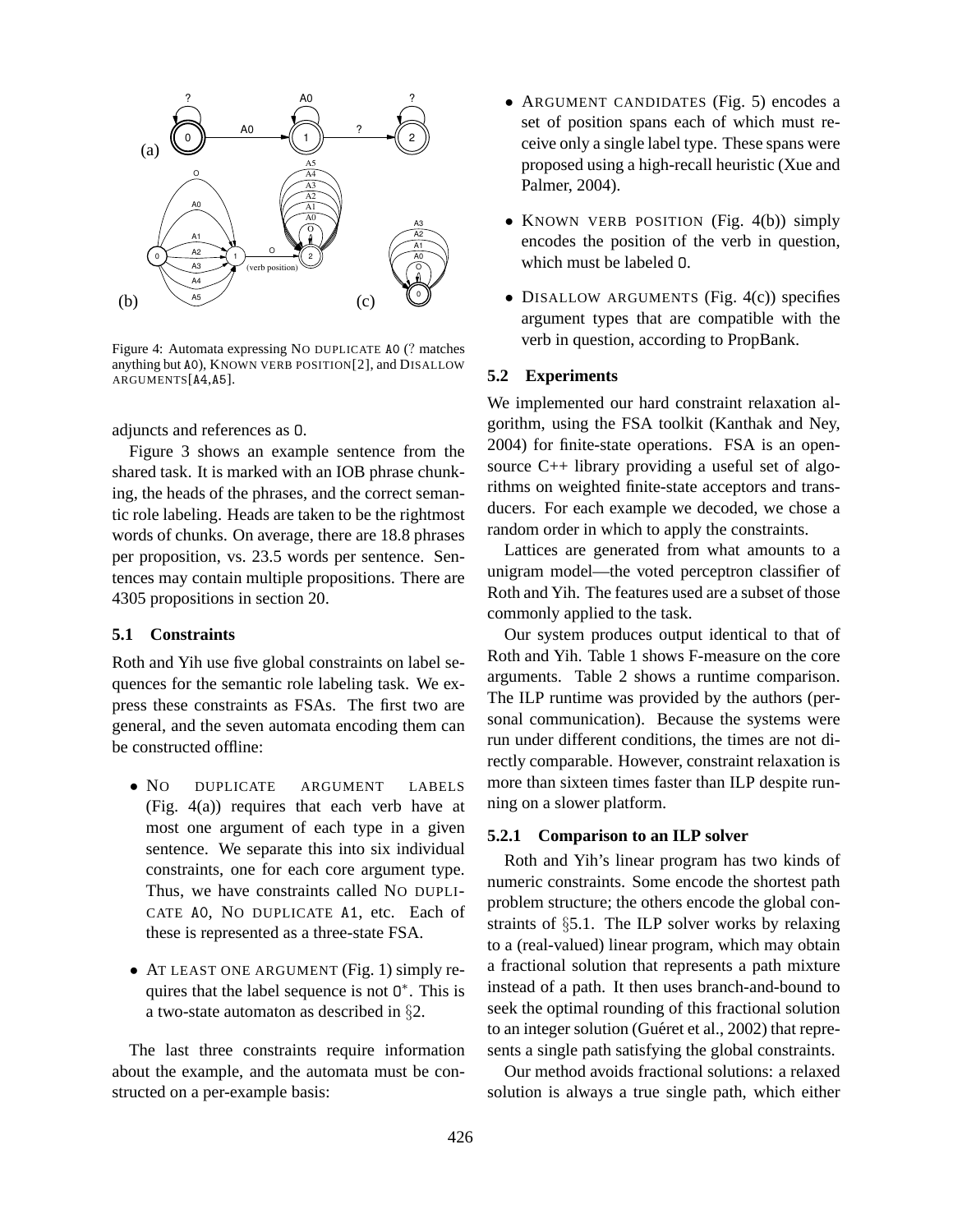Figure 4: Automata expressing NO DUPLICATE A0 (? matches anything but A0), KNOWN VERB POSITION[2], and DISALLOW ARGUMENTS[A4,A5].

adjuncts and references as O.

Figure 3 shows an example sentence from the shared task. It is marked with an IOB phrase chunking, the heads of the phrases, and the correct semantic role labeling. Heads are taken to be the rightmost words of chunks. On average, there are 18.8 phrases per proposition, vs. 23.5 words per sentence. Sentences may contain multiple propositions. There are 4305 propositions in section 20.

### 5.1 Constraints

Roth and Yih use five global constraints on label sequences for the semantic role labeling task. We express these constraints as FSAs. The first two are general, and the seven automata encoding them can be constructed offline:

- NO DUPLICATE ARGUMENT LABELS (Fig. 4(a)) requires that each verb have at most one argument of each type in a given sentence. We separate this into six individual constraints, one for each core argument type. Thus, we have constraints called NO DUPLICATE A0, NO DUPLICATE A1, etc. Each of these is represented as a three-state FSA.
- AT LEAST ONE ARGUMENT (Fig. 1) simply requires that the label sequence is not $O^*$. This is a two-state automaton as described in §2.

The last three constraints require information about the example, and the automata must be constructed on a per-example basis:

- ARGUMENT CANDIDATES (Fig. 5) encodes a set of position spans each of which must receive only a single label type. These spans were proposed using a high-recall heuristic (Xue and Palmer, 2004).
- KNOWN VERB POSITION (Fig. 4(b)) simply encodes the position of the verb in question, which must be labeled O.
- DISALLOW ARGUMENTS (Fig. 4(c)) specifies argument types that are compatible with the verb in question, according to PropBank.

### 5.2 Experiments

We implemented our hard constraint relaxation algorithm, using the FSA toolkit (Kanthak and Ney, 2004) for finite-state operations. FSA is an open-source C++ library providing a useful set of algorithms on weighted finite-state acceptors and transducers. For each example we decoded, we chose a random order in which to apply the constraints.

Lattices are generated from what amounts to a unigram model—the voted perceptron classifier of Roth and Yih. The features used are a subset of those commonly applied to the task.

Our system produces output identical to that of Roth and Yih. Table 1 shows F-measure on the core arguments. Table 2 shows a runtime comparison. The ILP runtime was provided by the authors (personal communication). Because the systems were run under different conditions, the times are not directly comparable. However, constraint relaxation is more than sixteen times faster than ILP despite running on a slower platform.

#### 5.2.1 Comparison to an ILP solver

Roth and Yih's linear program has two kinds of numeric constraints. Some encode the shortest path problem structure; the others encode the global constraints of §5.1. The ILP solver works by relaxing to a (real-valued) linear program, which may obtain a fractional solution that represents a path mixture instead of a path. It then uses branch-and-bound to seek the optimal rounding of this fractional solution to an integer solution (Guéret et al., 2002) that represents a single path satisfying the global constraints.

Our method avoids fractional solutions: a relaxed solution is always a true single path, which either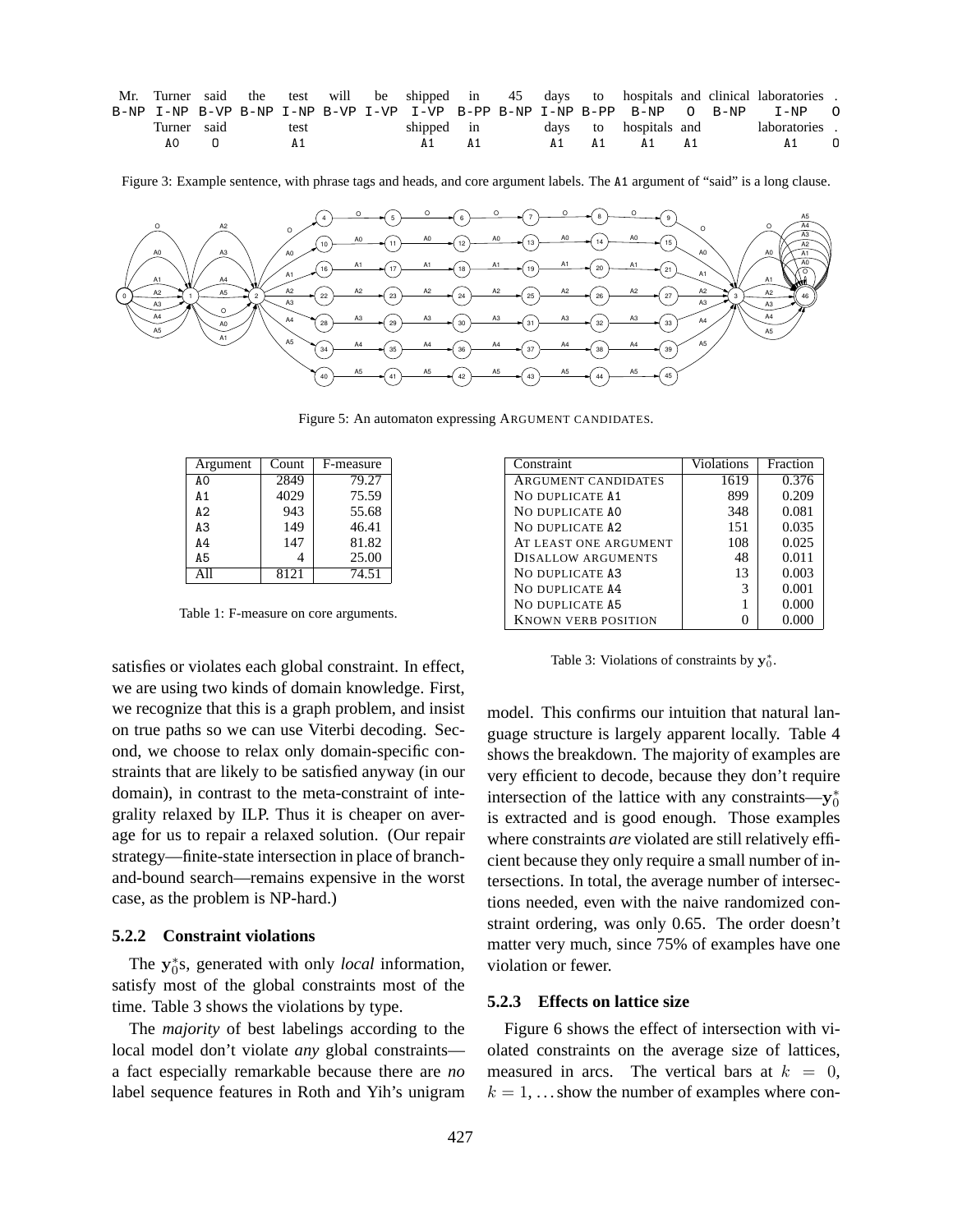| Mr. | Turner | said | the | test | will | be | shipped | in | 45 | days | to | hospitals | and | clinical | laboratories | . |
|---|---|---|---|---|---|---|---|---|---|---|---|---|---|---|---|---|
| B-NP | I-NP | B-VP | B-NP | I-NP | B-VP | I-VP | I-VP | B-PP | B-NP | I-NP | B-PP | B-NP | O | B-NP | I-NP | O |
| | Turner | said | | test | | | shipped | in | | days | to | hospitals | and | | laboratories | . |
| | A0 | O | | A1 | | | A1 | A1 | | A1 | A1 | A1 | A1 | | A1 | O |

Figure 3: Example sentence, with phrase tags and heads, and core argument labels. The A1 argument of "said" is a long clause.

Figure 5: An automaton expressing ARGUMENT CANDIDATES.

| Argument | Count | F-measure |
|---|---|---|
| A0 | 2849 | 79.27 |
| A1 | 4029 | 75.59 |
| A2 | 943 | 55.68 |
| A3 | 149 | 46.41 |
| A4 | 147 | 81.82 |
| A5 | 4 | 25.00 |
| All | 8121 | 74.51 |

Table 1: F-measure on core arguments.

| Constraint | Violations | Fraction |
|---|---|---|
| ARGUMENT CANDIDATES | 1619 | 0.376 |
| NO DUPLICATE A1 | 899 | 0.209 |
| NO DUPLICATE A0 | 348 | 0.081 |
| NO DUPLICATE A2 | 151 | 0.035 |
| AT LEAST ONE ARGUMENT | 108 | 0.025 |
| DISALLOW ARGUMENTS | 48 | 0.011 |
| NO DUPLICATE A3 | 13 | 0.003 |
| NO DUPLICATE A4 | 3 | 0.001 |
| NO DUPLICATE A5 | 1 | 0.000 |
| KNOWN VERB POSITION | 0 | 0.000 |

Table 3: Violations of constraints by $\mathbf{y}_0^*$.

satisfies or violates each global constraint. In effect, we are using two kinds of domain knowledge. First, we recognize that this is a graph problem, and insist on true paths so we can use Viterbi decoding. Second, we choose to relax only domain-specific constraints that are likely to be satisfied anyway (in our domain), in contrast to the meta-constraint of integrality relaxed by ILP. Thus it is cheaper on average for us to repair a relaxed solution. (Our repair strategy—finite-state intersection in place of branch-and-bound search—remains expensive in the worst case, as the problem is NP-hard.)

### 5.2.2 Constraint violations

The $\mathbf{y}_0^*$s, generated with only *local* information, satisfy most of the global constraints most of the time. Table 3 shows the violations by type.

The *majority* of best labelings according to the local model don't violate *any* global constraints—a fact especially remarkable because there are *no* label sequence features in Roth and Yih's unigram model. This confirms our intuition that natural language structure is largely apparent locally. Table 4 shows the breakdown. The majority of examples are very efficient to decode, because they don't require intersection of the lattice with any constraints—$\mathbf{y}_0^*$ is extracted and is good enough. Those examples where constraints *are* violated are still relatively efficient because they only require a small number of intersections. In total, the average number of intersections needed, even with the naive randomized constraint ordering, was only 0.65. The order doesn't matter very much, since 75% of examples have one violation or fewer.

### 5.2.3 Effects on lattice size

Figure 6 shows the effect of intersection with violated constraints on the average size of lattices, measured in arcs. The vertical bars at $k = 0$, $k = 1, \ldots$ show the number of examples where con-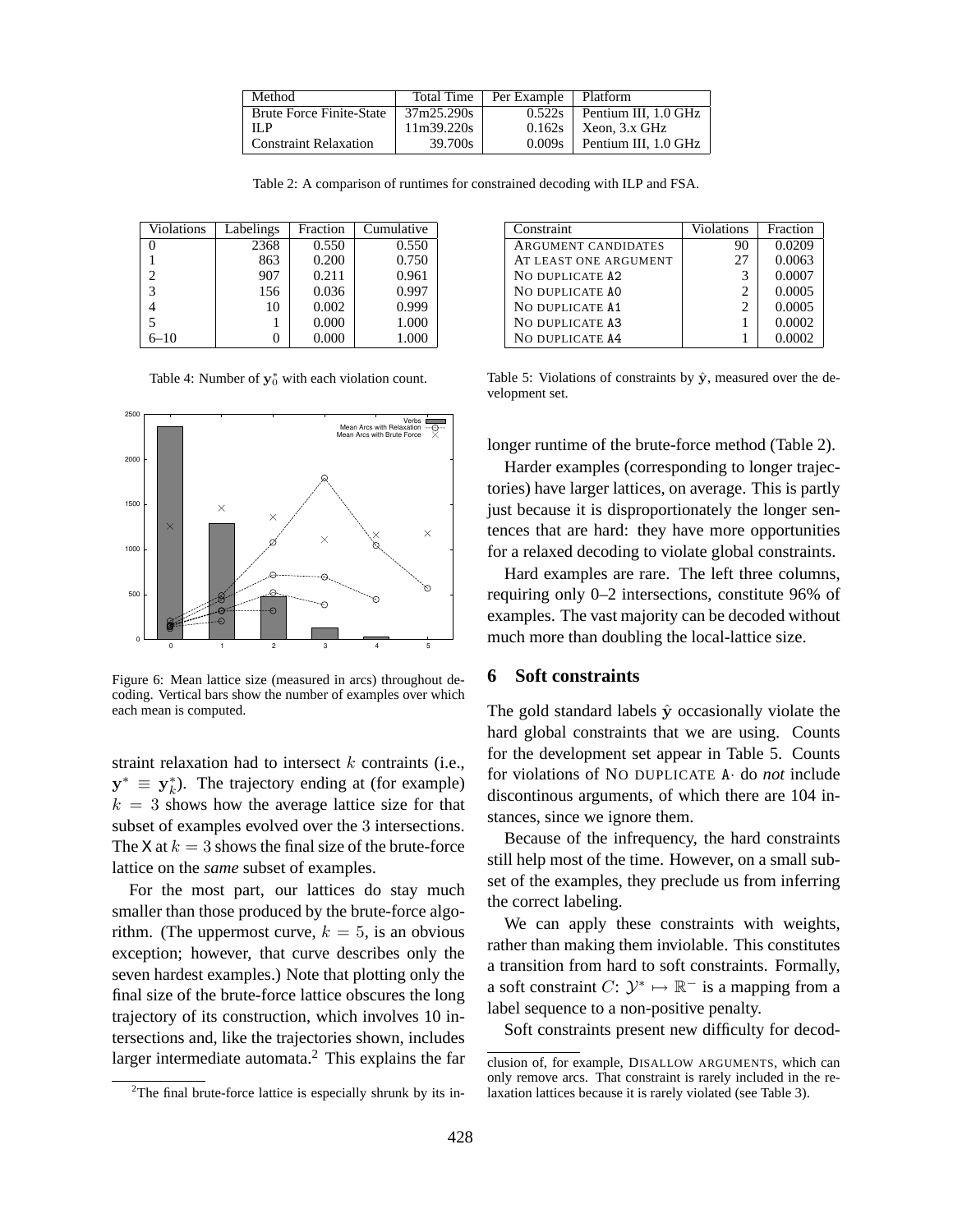| Method | Total Time | Per Example | Platform |
|---|---|---|---|
| Brute Force Finite-State | 37m25.290s | 0.522s | Pentium III, 1.0 GHz |
| ILP | 11m39.220s | 0.162s | Xeon, 3.x GHz |
| Constraint Relaxation | 39.700s | 0.009s | Pentium III, 1.0 GHz |

Table 2: A comparison of runtimes for constrained decoding with ILP and FSA.

| Violations | Labelings | Fraction | Cumulative |
|---|---|---|---|
| 0 | 2368 | 0.550 | 0.550 |
| 1 | 863 | 0.200 | 0.750 |
| 2 | 907 | 0.211 | 0.961 |
| 3 | 156 | 0.036 | 0.997 |
| 4 | 10 | 0.002 | 0.999 |
| 5 | 1 | 0.000 | 1.000 |
| 6–10 | 0 | 0.000 | 1.000 |

Table 4: Number of $\mathbf{y}_0^*$ with each violation count.

Figure 6: Mean lattice size (measured in arcs) throughout decoding. Vertical bars show the number of examples over which each mean is computed.

straint relaxation had to intersect $k$ contraints (i.e., $\mathbf{y}^* \equiv \mathbf{y}_k^*$). The trajectory ending at (for example) $k = 3$ shows how the average lattice size for that subset of examples evolved over the 3 intersections. The X at $k = 3$ shows the final size of the brute-force lattice on the *same* subset of examples.

For the most part, our lattices do stay much smaller than those produced by the brute-force algorithm. (The uppermost curve, $k = 5$, is an obvious exception; however, that curve describes only the seven hardest examples.) Note that plotting only the final size of the brute-force lattice obscures the long trajectory of its construction, which involves 10 intersections and, like the trajectories shown, includes larger intermediate automata.[2] This explains the far longer runtime of the brute-force method (Table 2).

Harder examples (corresponding to longer trajectories) have larger lattices, on average. This is partly just because it is disproportionately the longer sentences that are hard: they have more opportunities for a relaxed decoding to violate global constraints.

Hard examples are rare. The left three columns, requiring only 0–2 intersections, constitute 96% of examples. The vast majority can be decoded without much more than doubling the local-lattice size.

| Constraint | Violations | Fraction |
|---|---|---|
| ARGUMENT CANDIDATES | 90 | 0.0209 |
| AT LEAST ONE ARGUMENT | 27 | 0.0063 |
| NO DUPLICATE A2 | 3 | 0.0007 |
| NO DUPLICATE A0 | 2 | 0.0005 |
| NO DUPLICATE A1 | 2 | 0.0005 |
| NO DUPLICATE A3 | 1 | 0.0002 |
| NO DUPLICATE A4 | 1 | 0.0002 |

Table 5: Violations of constraints by $\hat{\mathbf{y}}$, measured over the development set.

## 6 Soft constraints

The gold standard labels $\hat{\mathbf{y}}$ occasionally violate the hard global constraints that we are using. Counts for the development set appear in Table 5. Counts for violations of NO DUPLICATE A· do *not* include discontinous arguments, of which there are 104 instances, since we ignore them.

Because of the infrequency, the hard constraints still help most of the time. However, on a small subset of the examples, they preclude us from inferring the correct labeling.

We can apply these constraints with weights, rather than making them inviolable. This constitutes a transition from hard to soft constraints. Formally, a soft constraint $C$: $\mathcal{Y}^* \mapsto \mathbb{R}^-$ is a mapping from a label sequence to a non-positive penalty.

Soft constraints present new difficulty for decod-

[2] The final brute-force lattice is especially shrunk by its inclusion of, for example, DISALLOW ARGUMENTS, which can only remove arcs. That constraint is rarely included in the relaxation lattices because it is rarely violated (see Table 3).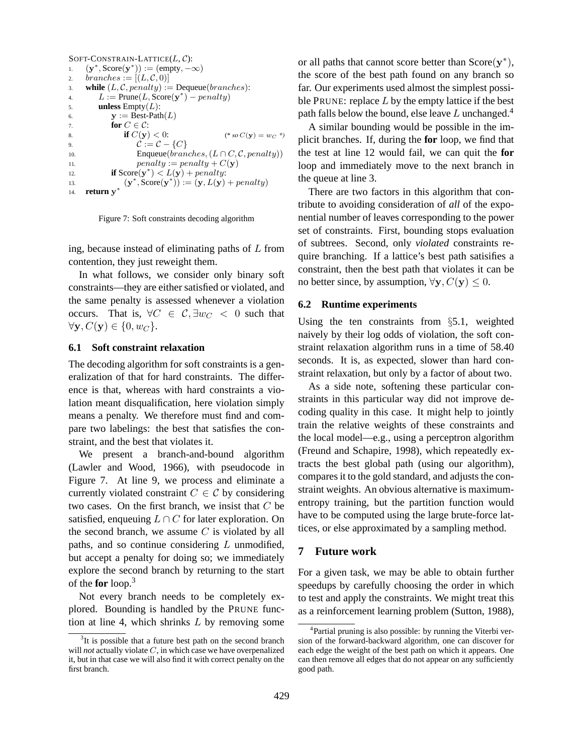```
SOFT-CONSTRAIN-LATTICE(L, C):
1.  (y*, Score(y*)) := (empty, −∞)
2.  branches := [(L, C, 0)]
3.  while (L, C, penalty) := Dequeue(branches):
4.      L := Prune(L, Score(y*) − penalty)
5.      unless Empty(L):
6.          y := Best-Path(L)
7.          for C ∈ C:
8.              if C(y) < 0:                    (* so C(y) = w_C *)
9.                  C := C − {C}
10.                 Enqueue(branches, (L ∩ C, C, penalty))
11.                 penalty := penalty + C(y)
12.         if Score(y*) < L(y) + penalty:
13.             (y*, Score(y*)) := (y, L(y) + penalty)
14. return y*
```

Figure 7: Soft constraints decoding algorithm

ing, because instead of eliminating paths of $L$ from contention, they just reweight them.

In what follows, we consider only binary soft constraints—they are either satisfied or violated, and the same penalty is assessed whenever a violation occurs. That is, $\forall C \in \mathcal{C}, \exists w_C < 0$ such that $\forall \mathbf{y}, C(\mathbf{y}) \in \{0, w_C\}$.

### 6.1 Soft constraint relaxation

The decoding algorithm for soft constraints is a generalization of that for hard constraints. The difference is that, whereas with hard constraints a violation meant disqualification, here violation simply means a penalty. We therefore must find and compare two labelings: the best that satisfies the constraint, and the best that violates it.

We present a branch-and-bound algorithm (Lawler and Wood, 1966), with pseudocode in Figure 7. At line 9, we process and eliminate a currently violated constraint $C \in \mathcal{C}$ by considering two cases. On the first branch, we insist that $C$ be satisfied, enqueuing $L \cap C$ for later exploration. On the second branch, we assume $C$ is violated by all paths, and so continue considering $L$ unmodified, but accept a penalty for doing so; we immediately explore the second branch by returning to the start of the **for** loop.[3]

Not every branch needs to be completely explored. Bounding is handled by the PRUNE function at line 4, which shrinks $L$ by removing some or all paths that cannot score better than Score($\mathbf{y}^*$), the score of the best path found on any branch so far. Our experiments used almost the simplest possible PRUNE: replace $L$ by the empty lattice if the best path falls below the bound, else leave $L$ unchanged.[4]

A similar bounding would be possible in the implicit branches. If, during the **for** loop, we find that the test at line 12 would fail, we can quit the **for** loop and immediately move to the next branch in the queue at line 3.

There are two factors in this algorithm that contribute to avoiding consideration of *all* of the exponential number of leaves corresponding to the power set of constraints. First, bounding stops evaluation of subtrees. Second, only *violated* constraints require branching. If a lattice's best path satisifies a constraint, then the best path that violates it can be no better since, by assumption, $\forall \mathbf{y}, C(\mathbf{y}) \leq 0$.

### 6.2 Runtime experiments

Using the ten constraints from §5.1, weighted naively by their log odds of violation, the soft constraint relaxation algorithm runs in a time of 58.40 seconds. It is, as expected, slower than hard constraint relaxation, but only by a factor of about two.

As a side note, softening these particular constraints in this particular way did not improve decoding quality in this case. It might help to jointly train the relative weights of these constraints and the local model—e.g., using a perceptron algorithm (Freund and Schapire, 1998), which repeatedly extracts the best global path (using our algorithm), compares it to the gold standard, and adjusts the constraint weights. An obvious alternative is maximum-entropy training, but the partition function would have to be computed using the large brute-force lattices, or else approximated by a sampling method.

## 7 Future work

For a given task, we may be able to obtain further speedups by carefully choosing the order in which to test and apply the constraints. We might treat this as a reinforcement learning problem (Sutton, 1988),

[3] It is possible that a future best path on the second branch will *not* actually violate $C$, in which case we have overpenalized it, but in that case we will also find it with correct penalty on the first branch.

[4] Partial pruning is also possible: by running the Viterbi version of the forward-backward algorithm, one can discover for each edge the weight of the best path on which it appears. One can then remove all edges that do not appear on any sufficiently good path.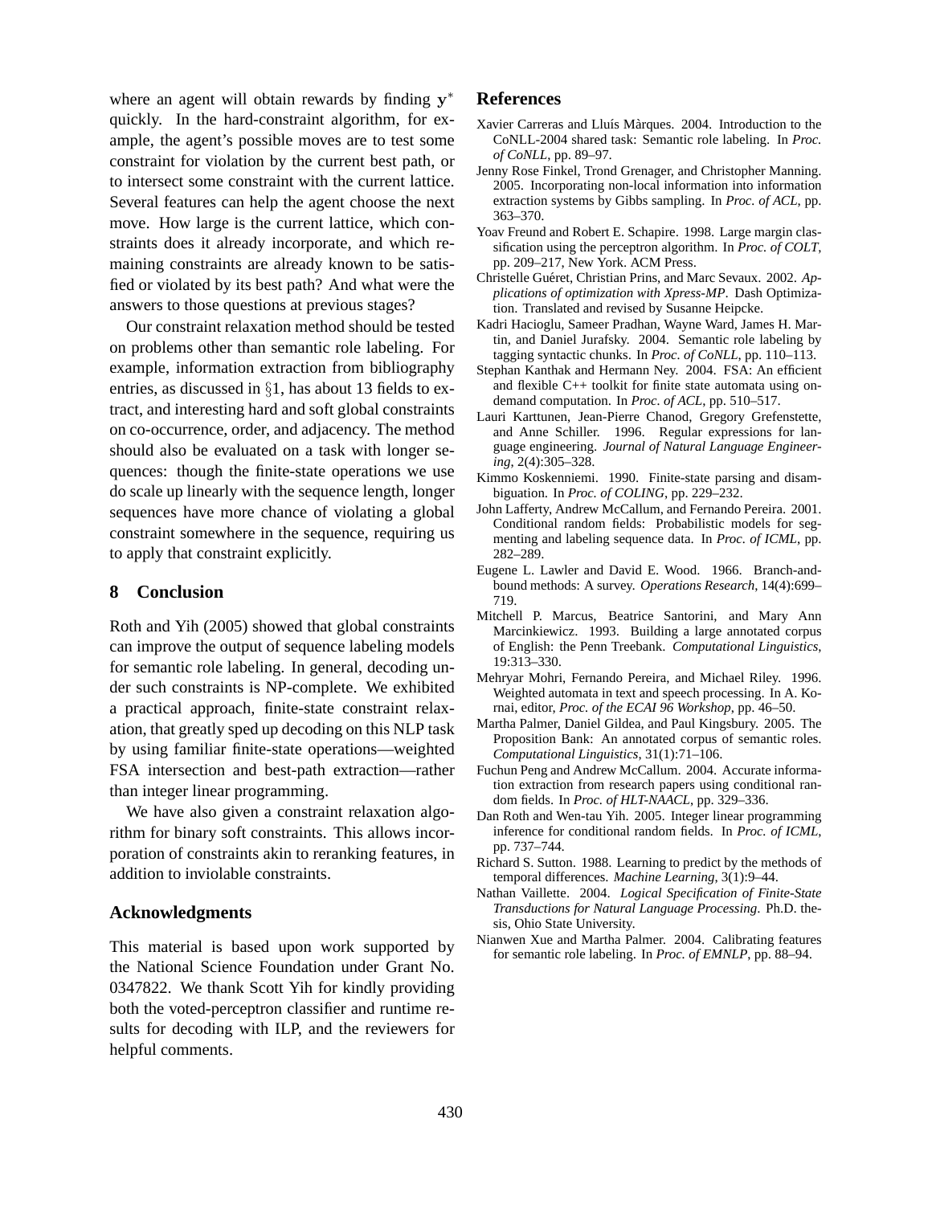where an agent will obtain rewards by finding $\mathbf{y}^*$ quickly. In the hard-constraint algorithm, for example, the agent's possible moves are to test some constraint for violation by the current best path, or to intersect some constraint with the current lattice. Several features can help the agent choose the next move. How large is the current lattice, which constraints does it already incorporate, and which remaining constraints are already known to be satisfied or violated by its best path? And what were the answers to those questions at previous stages?

Our constraint relaxation method should be tested on problems other than semantic role labeling. For example, information extraction from bibliography entries, as discussed in §1, has about 13 fields to extract, and interesting hard and soft global constraints on co-occurrence, order, and adjacency. The method should also be evaluated on a task with longer sequences: though the finite-state operations we use do scale up linearly with the sequence length, longer sequences have more chance of violating a global constraint somewhere in the sequence, requiring us to apply that constraint explicitly.

## 8 Conclusion

Roth and Yih (2005) showed that global constraints can improve the output of sequence labeling models for semantic role labeling. In general, decoding under such constraints is NP-complete. We exhibited a practical approach, finite-state constraint relaxation, that greatly sped up decoding on this NLP task by using familiar finite-state operations—weighted FSA intersection and best-path extraction—rather than integer linear programming.

We have also given a constraint relaxation algorithm for binary soft constraints. This allows incorporation of constraints akin to reranking features, in addition to inviolable constraints.

## Acknowledgments

This material is based upon work supported by the National Science Foundation under Grant No. 0347822. We thank Scott Yih for kindly providing both the voted-perceptron classifier and runtime results for decoding with ILP, and the reviewers for helpful comments.

## References

Xavier Carreras and Lluís Màrques. 2004. Introduction to the CoNLL-2004 shared task: Semantic role labeling. In *Proc. of CoNLL*, pp. 89–97.

Jenny Rose Finkel, Trond Grenager, and Christopher Manning. 2005. Incorporating non-local information into information extraction systems by Gibbs sampling. In *Proc. of ACL*, pp. 363–370.

Yoav Freund and Robert E. Schapire. 1998. Large margin classification using the perceptron algorithm. In *Proc. of COLT*, pp. 209–217, New York. ACM Press.

Christelle Guéret, Christian Prins, and Marc Sevaux. 2002. *Applications of optimization with Xpress-MP*. Dash Optimization. Translated and revised by Susanne Heipcke.

Kadri Hacioglu, Sameer Pradhan, Wayne Ward, James H. Martin, and Daniel Jurafsky. 2004. Semantic role labeling by tagging syntactic chunks. In *Proc. of CoNLL*, pp. 110–113.

Stephan Kanthak and Hermann Ney. 2004. FSA: An efficient and flexible C++ toolkit for finite state automata using on-demand computation. In *Proc. of ACL*, pp. 510–517.

Lauri Karttunen, Jean-Pierre Chanod, Gregory Grefenstette, and Anne Schiller. 1996. Regular expressions for language engineering. *Journal of Natural Language Engineering*, 2(4):305–328.

Kimmo Koskenniemi. 1990. Finite-state parsing and disambiguation. In *Proc. of COLING*, pp. 229–232.

John Lafferty, Andrew McCallum, and Fernando Pereira. 2001. Conditional random fields: Probabilistic models for segmenting and labeling sequence data. In *Proc. of ICML*, pp. 282–289.

Eugene L. Lawler and David E. Wood. 1966. Branch-and-bound methods: A survey. *Operations Research*, 14(4):699–719.

Mitchell P. Marcus, Beatrice Santorini, and Mary Ann Marcinkiewicz. 1993. Building a large annotated corpus of English: the Penn Treebank. *Computational Linguistics*, 19:313–330.

Mehryar Mohri, Fernando Pereira, and Michael Riley. 1996. Weighted automata in text and speech processing. In A. Kornai, editor, *Proc. of the ECAI 96 Workshop*, pp. 46–50.

Martha Palmer, Daniel Gildea, and Paul Kingsbury. 2005. The Proposition Bank: An annotated corpus of semantic roles. *Computational Linguistics*, 31(1):71–106.

Fuchun Peng and Andrew McCallum. 2004. Accurate information extraction from research papers using conditional random fields. In *Proc. of HLT-NAACL*, pp. 329–336.

Dan Roth and Wen-tau Yih. 2005. Integer linear programming inference for conditional random fields. In *Proc. of ICML*, pp. 737–744.

Richard S. Sutton. 1988. Learning to predict by the methods of temporal differences. *Machine Learning*, 3(1):9–44.

Nathan Vaillette. 2004. *Logical Specification of Finite-State Transductions for Natural Language Processing*. Ph.D. thesis, Ohio State University.

Nianwen Xue and Martha Palmer. 2004. Calibrating features for semantic role labeling. In *Proc. of EMNLP*, pp. 88–94.